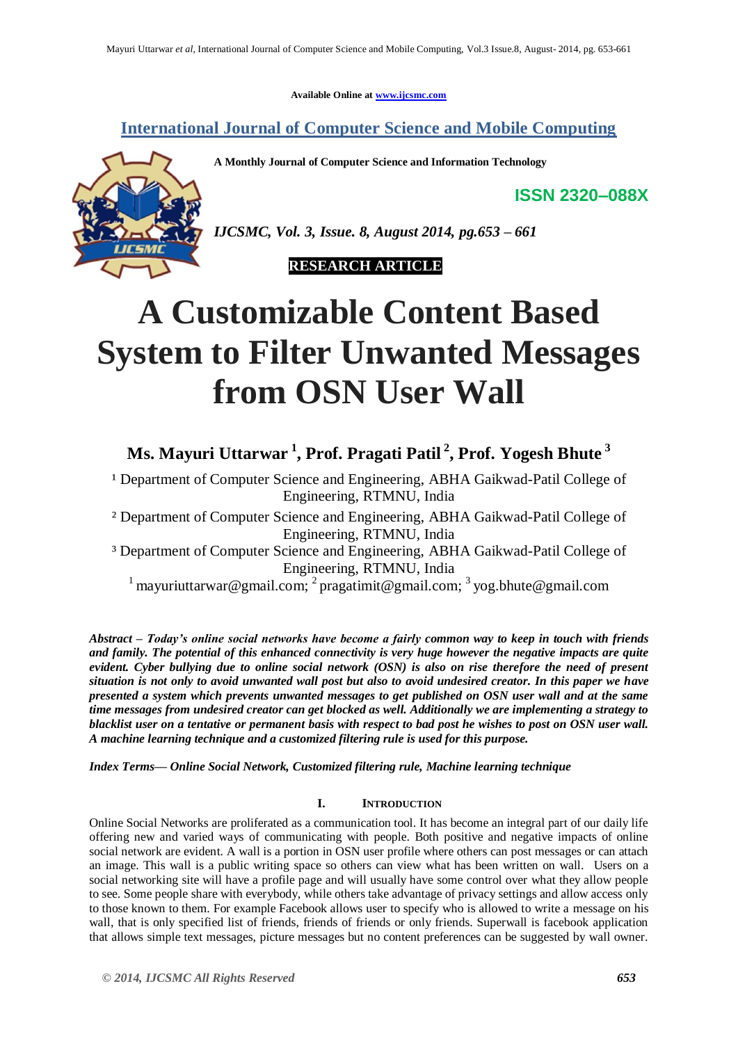Available Online at www.ijcsmc.com

## International Journal of Computer Science and Mobile Computing

A Monthly Journal of Computer Science and Information Technology

**ISSN 2320–088X**

*IJCSMC, Vol. 3, Issue. 8, August 2014, pg.653 – 661*

**RESEARCH ARTICLE**

# A Customizable Content Based System to Filter Unwanted Messages from OSN User Wall

**Ms. Mayuri Uttarwar [1], Prof. Pragati Patil [2], Prof. Yogesh Bhute [3]**

[1] Department of Computer Science and Engineering, ABHA Gaikwad-Patil College of Engineering, RTMNU, India

[2] Department of Computer Science and Engineering, ABHA Gaikwad-Patil College of Engineering, RTMNU, India

[3] Department of Computer Science and Engineering, ABHA Gaikwad-Patil College of Engineering, RTMNU, India

[1] mayuriuttarwar@gmail.com; [2] pragatimit@gmail.com; [3] yog.bhute@gmail.com

***Abstract** – Today's online social networks have become a fairly common way to keep in touch with friends and family. The potential of this enhanced connectivity is very huge however the negative impacts are quite evident. Cyber bullying due to online social network (OSN) is also on rise therefore the need of present situation is not only to avoid unwanted wall post but also to avoid undesired creator. In this paper we have presented a system which prevents unwanted messages to get published on OSN user wall and at the same time messages from undesired creator can get blocked as well. Additionally we are implementing a strategy to blacklist user on a tentative or permanent basis with respect to bad post he wishes to post on OSN user wall. A machine learning technique and a customized filtering rule is used for this purpose.*

***Index Terms**— Online Social Network, Customized filtering rule, Machine learning technique*

## I. INTRODUCTION

Online Social Networks are proliferated as a communication tool. It has become an integral part of our daily life offering new and varied ways of communicating with people. Both positive and negative impacts of online social network are evident. A wall is a portion in OSN user profile where others can post messages or can attach an image. This wall is a public writing space so others can view what has been written on wall. Users on a social networking site will have a profile page and will usually have some control over what they allow people to see. Some people share with everybody, while others take advantage of privacy settings and allow access only to those known to them. For example Facebook allows user to specify who is allowed to write a message on his wall, that is only specified list of friends, friends of friends or only friends. Superwall is facebook application that allows simple text messages, picture messages but no content preferences can be suggested by wall owner.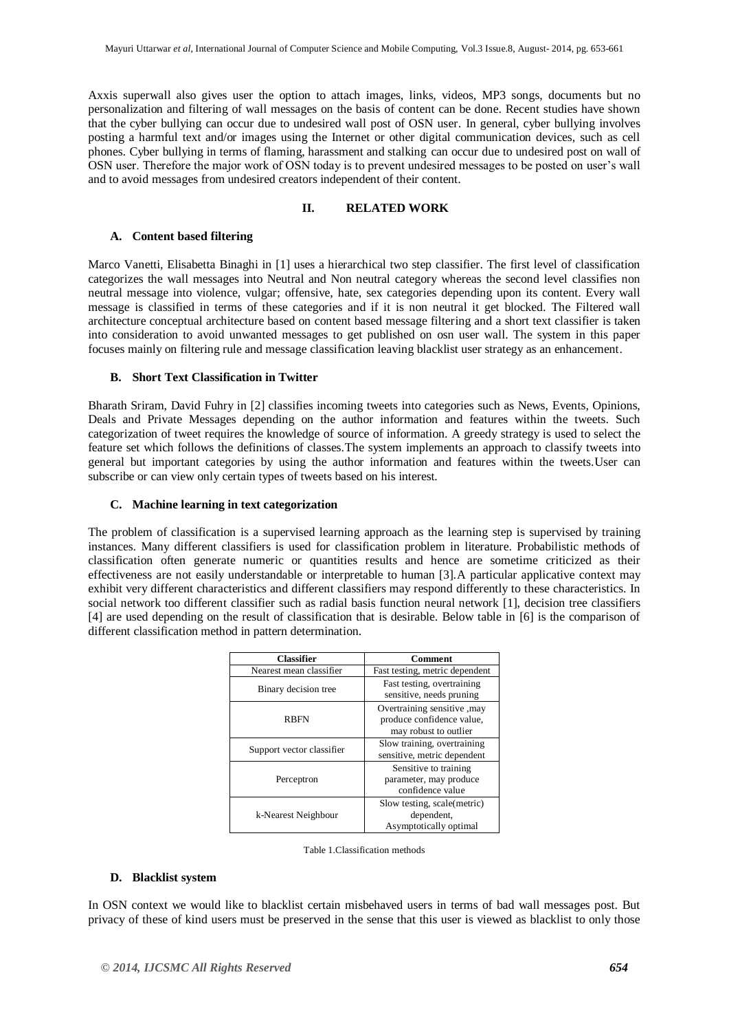Axxis superwall also gives user the option to attach images, links, videos, MP3 songs, documents but no personalization and filtering of wall messages on the basis of content can be done. Recent studies have shown that the cyber bullying can occur due to undesired wall post of OSN user. In general, cyber bullying involves posting a harmful text and/or images using the Internet or other digital communication devices, such as cell phones. Cyber bullying in terms of flaming, harassment and stalking can occur due to undesired post on wall of OSN user. Therefore the major work of OSN today is to prevent undesired messages to be posted on user's wall and to avoid messages from undesired creators independent of their content.

## II. RELATED WORK

### A. Content based filtering

Marco Vanetti, Elisabetta Binaghi in [1] uses a hierarchical two step classifier. The first level of classification categorizes the wall messages into Neutral and Non neutral category whereas the second level classifies non neutral message into violence, vulgar; offensive, hate, sex categories depending upon its content. Every wall message is classified in terms of these categories and if it is non neutral it get blocked. The Filtered wall architecture conceptual architecture based on content based message filtering and a short text classifier is taken into consideration to avoid unwanted messages to get published on osn user wall. The system in this paper focuses mainly on filtering rule and message classification leaving blacklist user strategy as an enhancement.

### B. Short Text Classification in Twitter

Bharath Sriram, David Fuhry in [2] classifies incoming tweets into categories such as News, Events, Opinions, Deals and Private Messages depending on the author information and features within the tweets. Such categorization of tweet requires the knowledge of source of information. A greedy strategy is used to select the feature set which follows the definitions of classes.The system implements an approach to classify tweets into general but important categories by using the author information and features within the tweets.User can subscribe or can view only certain types of tweets based on his interest.

### C. Machine learning in text categorization

The problem of classification is a supervised learning approach as the learning step is supervised by training instances. Many different classifiers is used for classification problem in literature. Probabilistic methods of classification often generate numeric or quantities results and hence are sometime criticized as their effectiveness are not easily understandable or interpretable to human [3].A particular applicative context may exhibit very different characteristics and different classifiers may respond differently to these characteristics. In social network too different classifier such as radial basis function neural network [1], decision tree classifiers [4] are used depending on the result of classification that is desirable. Below table in [6] is the comparison of different classification method in pattern determination.

| Classifier | Comment |
|---|---|
| Nearest mean classifier | Fast testing, metric dependent |
| Binary decision tree | Fast testing, overtraining sensitive, needs pruning |
| RBFN | Overtraining sensitive ,may produce confidence value, may robust to outlier |
| Support vector classifier | Slow training, overtraining sensitive, metric dependent |
| Perceptron | Sensitive to training parameter, may produce confidence value |
| k-Nearest Neighbour | Slow testing, scale(metric) dependent, Asymptotically optimal |

Table 1.Classification methods

### D. Blacklist system

In OSN context we would like to blacklist certain misbehaved users in terms of bad wall messages post. But privacy of these of kind users must be preserved in the sense that this user is viewed as blacklist to only those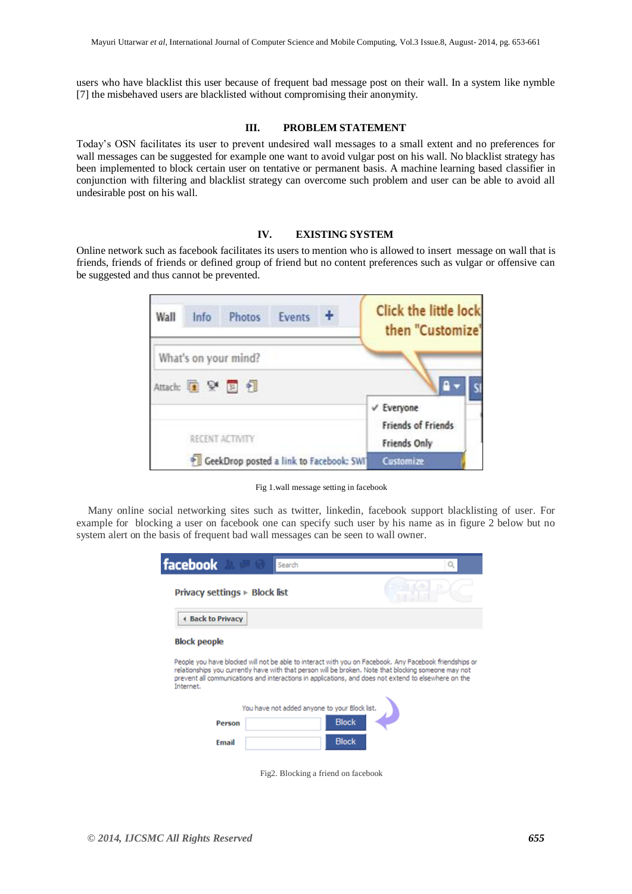users who have blacklist this user because of frequent bad message post on their wall. In a system like nymble [7] the misbehaved users are blacklisted without compromising their anonymity.

## III. PROBLEM STATEMENT

Today's OSN facilitates its user to prevent undesired wall messages to a small extent and no preferences for wall messages can be suggested for example one want to avoid vulgar post on his wall. No blacklist strategy has been implemented to block certain user on tentative or permanent basis. A machine learning based classifier in conjunction with filtering and blacklist strategy can overcome such problem and user can be able to avoid all undesirable post on his wall.

## IV. EXISTING SYSTEM

Online network such as facebook facilitates its users to mention who is allowed to insert message on wall that is friends, friends of friends or defined group of friend but no content preferences such as vulgar or offensive can be suggested and thus cannot be prevented.

Fig 1.wall message setting in facebook

Many online social networking sites such as twitter, linkedin, facebook support blacklisting of user. For example for blocking a user on facebook one can specify such user by his name as in figure 2 below but no system alert on the basis of frequent bad wall messages can be seen to wall owner.

Fig2. Blocking a friend on facebook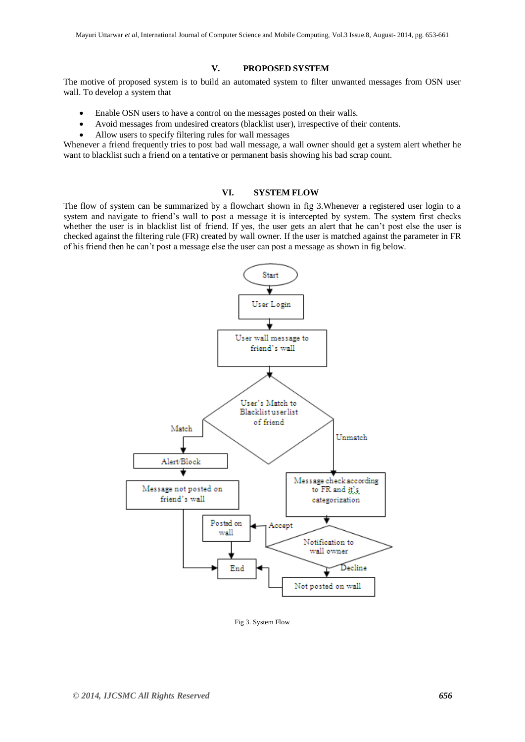## V. PROPOSED SYSTEM

The motive of proposed system is to build an automated system to filter unwanted messages from OSN user wall. To develop a system that

- Enable OSN users to have a control on the messages posted on their walls.
- Avoid messages from undesired creators (blacklist user), irrespective of their contents.
- Allow users to specify filtering rules for wall messages

Whenever a friend frequently tries to post bad wall message, a wall owner should get a system alert whether he want to blacklist such a friend on a tentative or permanent basis showing his bad scrap count.

## VI. SYSTEM FLOW

The flow of system can be summarized by a flowchart shown in fig 3.Whenever a registered user login to a system and navigate to friend's wall to post a message it is intercepted by system. The system first checks whether the user is in blacklist list of friend. If yes, the user gets an alert that he can't post else the user is checked against the filtering rule (FR) created by wall owner. If the user is matched against the parameter in FR of his friend then he can't post a message else the user can post a message as shown in fig below.

Start → User Login → User wall message to friend's wall → User's Match to Blacklist user list of friend

Match → Alert/Block → Message not posted on friend's wall → End

Unmatch → Message check according to FR and it's categorization → Notification to wall owner

Accept → Posted on wall → End

Decline → Not posted on wall → End

Fig 3. System Flow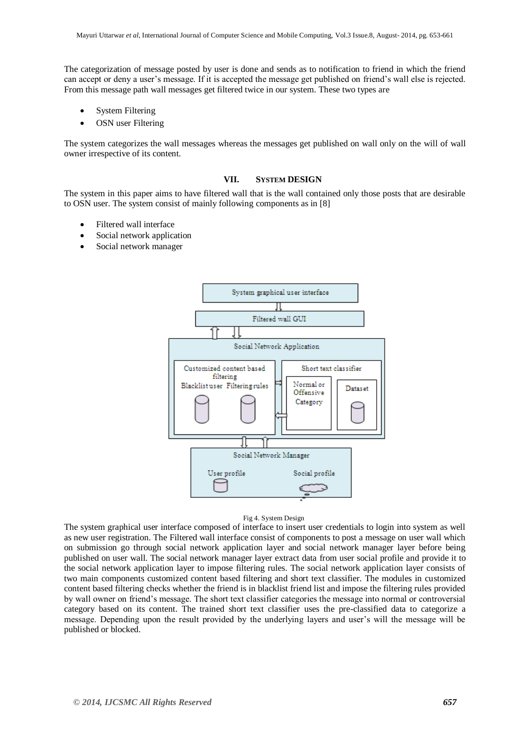The categorization of message posted by user is done and sends as to notification to friend in which the friend can accept or deny a user's message. If it is accepted the message get published on friend's wall else is rejected. From this message path wall messages get filtered twice in our system. These two types are

- System Filtering
- OSN user Filtering

The system categorizes the wall messages whereas the messages get published on wall only on the will of wall owner irrespective of its content.

## VII. System Design

The system in this paper aims to have filtered wall that is the wall contained only those posts that are desirable to OSN user. The system consist of mainly following components as in [8]

- Filtered wall interface
- Social network application
- Social network manager

Fig 4. System Design

The system graphical user interface composed of interface to insert user credentials to login into system as well as new user registration. The Filtered wall interface consist of components to post a message on user wall which on submission go through social network application layer and social network manager layer before being published on user wall. The social network manager layer extract data from user social profile and provide it to the social network application layer to impose filtering rules. The social network application layer consists of two main components customized content based filtering and short text classifier. The modules in customized content based filtering checks whether the friend is in blacklist friend list and impose the filtering rules provided by wall owner on friend's message. The short text classifier categories the message into normal or controversial category based on its content. The trained short text classifier uses the pre-classified data to categorize a message. Depending upon the result provided by the underlying layers and user's will the message will be published or blocked.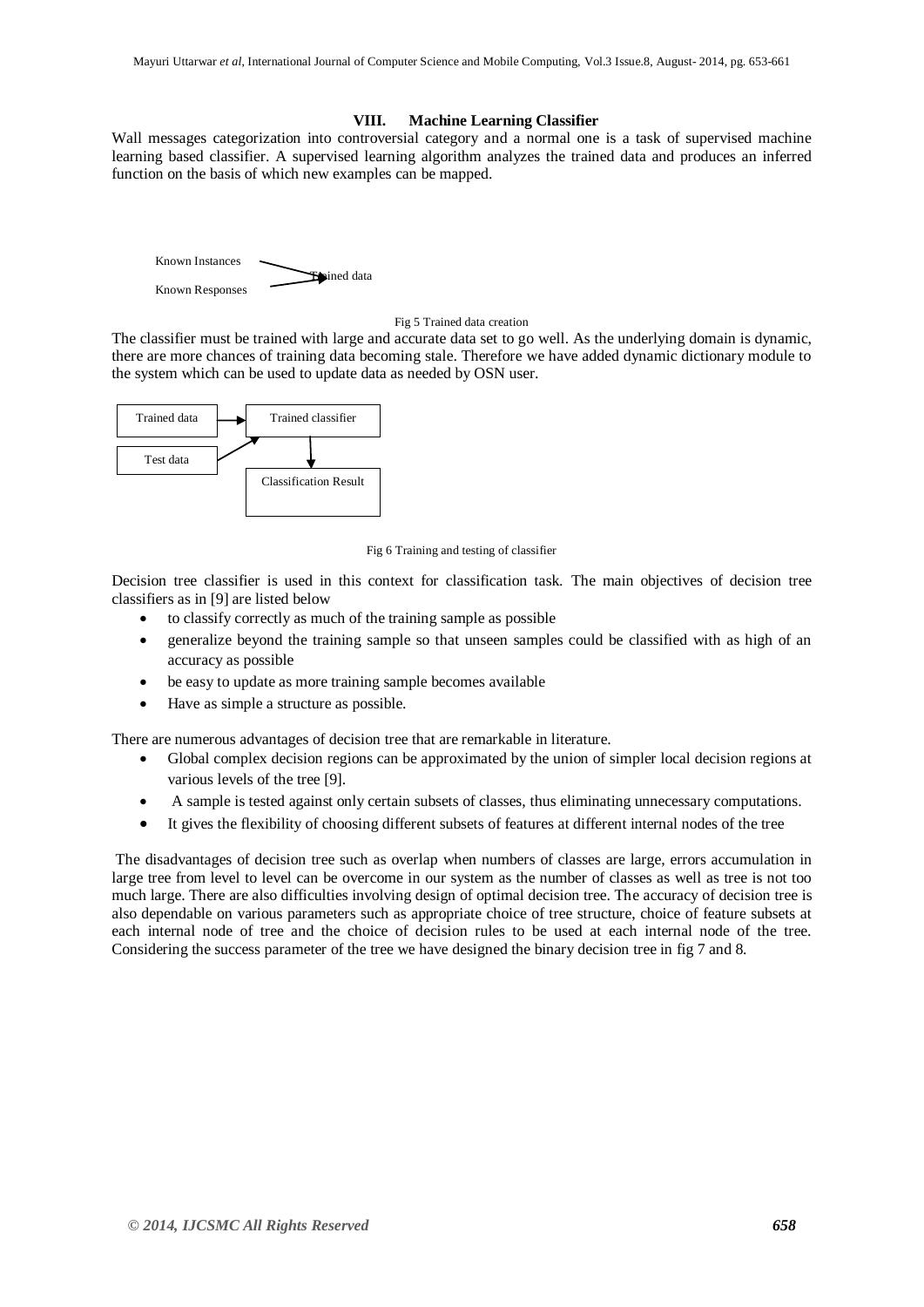### VIII. Machine Learning Classifier

Wall messages categorization into controversial category and a normal one is a task of supervised machine learning based classifier. A supervised learning algorithm analyzes the trained data and produces an inferred function on the basis of which new examples can be mapped.

Known Instances

Known Responses

Trained data

Fig 5 Trained data creation

The classifier must be trained with large and accurate data set to go well. As the underlying domain is dynamic, there are more chances of training data becoming stale. Therefore we have added dynamic dictionary module to the system which can be used to update data as needed by OSN user.

Trained data

Test data

Trained classifier

Classification Result

Fig 6 Training and testing of classifier

Decision tree classifier is used in this context for classification task. The main objectives of decision tree classifiers as in [9] are listed below

- to classify correctly as much of the training sample as possible
- generalize beyond the training sample so that unseen samples could be classified with as high of an accuracy as possible
- be easy to update as more training sample becomes available
- Have as simple a structure as possible.

There are numerous advantages of decision tree that are remarkable in literature.

- Global complex decision regions can be approximated by the union of simpler local decision regions at various levels of the tree [9].
- A sample is tested against only certain subsets of classes, thus eliminating unnecessary computations.
- It gives the flexibility of choosing different subsets of features at different internal nodes of the tree

The disadvantages of decision tree such as overlap when numbers of classes are large, errors accumulation in large tree from level to level can be overcome in our system as the number of classes as well as tree is not too much large. There are also difficulties involving design of optimal decision tree. The accuracy of decision tree is also dependable on various parameters such as appropriate choice of tree structure, choice of feature subsets at each internal node of tree and the choice of decision rules to be used at each internal node of the tree. Considering the success parameter of the tree we have designed the binary decision tree in fig 7 and 8.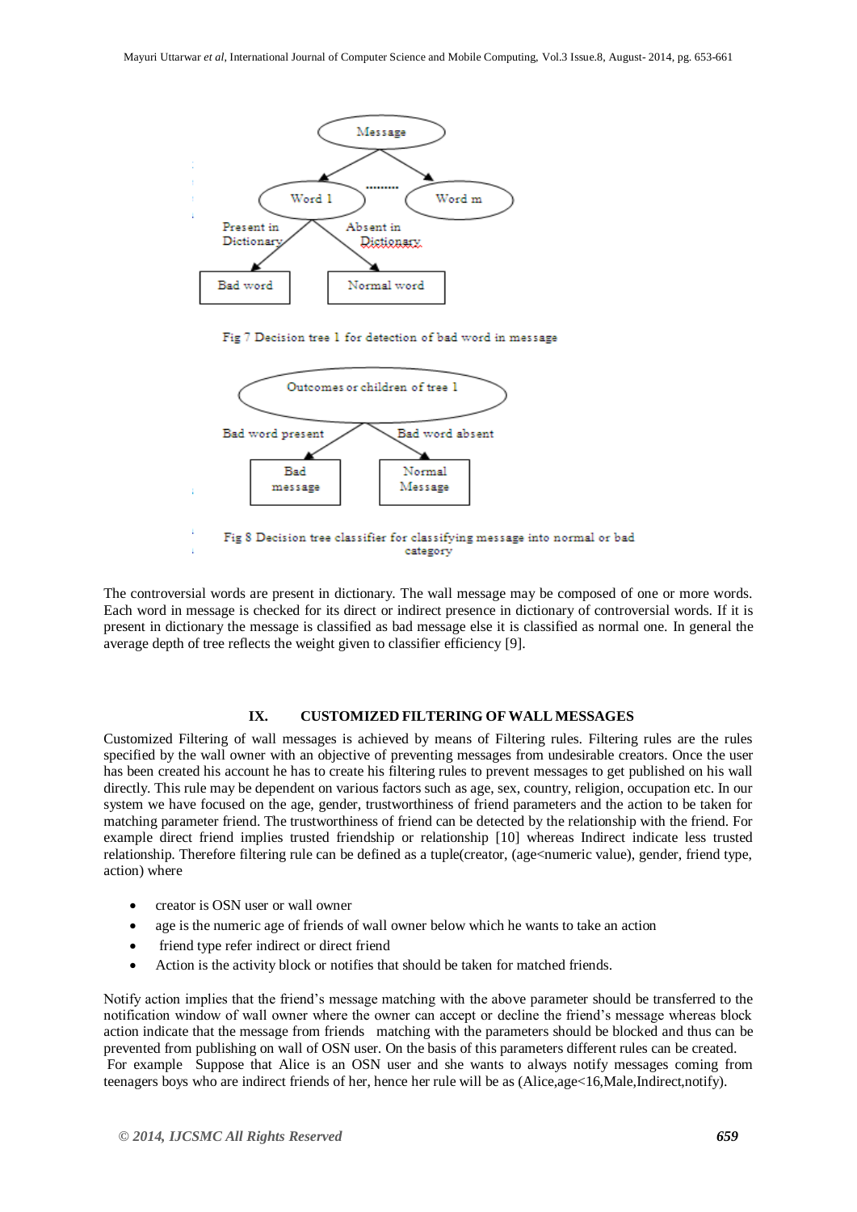Message

Word 1 ......... Word m

Present in Dictionary → Bad word

Absent in Dictionary → Normal word

Fig 7 Decision tree 1 for detection of bad word in message

Outcomes or children of tree 1

Bad word present → Bad message

Bad word absent → Normal Message

Fig 8 Decision tree classifier for classifying message into normal or bad category

The controversial words are present in dictionary. The wall message may be composed of one or more words. Each word in message is checked for its direct or indirect presence in dictionary of controversial words. If it is present in dictionary the message is classified as bad message else it is classified as normal one. In general the average depth of tree reflects the weight given to classifier efficiency [9].

## IX. CUSTOMIZED FILTERING OF WALL MESSAGES

Customized Filtering of wall messages is achieved by means of Filtering rules. Filtering rules are the rules specified by the wall owner with an objective of preventing messages from undesirable creators. Once the user has been created his account he has to create his filtering rules to prevent messages to get published on his wall directly. This rule may be dependent on various factors such as age, sex, country, religion, occupation etc. In our system we have focused on the age, gender, trustworthiness of friend parameters and the action to be taken for matching parameter friend. The trustworthiness of friend can be detected by the relationship with the friend. For example direct friend implies trusted friendship or relationship [10] whereas Indirect indicate less trusted relationship. Therefore filtering rule can be defined as a tuple(creator, (age<numeric value), gender, friend type, action) where

- creator is OSN user or wall owner
- age is the numeric age of friends of wall owner below which he wants to take an action
- friend type refer indirect or direct friend
- Action is the activity block or notifies that should be taken for matched friends.

Notify action implies that the friend's message matching with the above parameter should be transferred to the notification window of wall owner where the owner can accept or decline the friend's message whereas block action indicate that the message from friends matching with the parameters should be blocked and thus can be prevented from publishing on wall of OSN user. On the basis of this parameters different rules can be created. For example Suppose that Alice is an OSN user and she wants to always notify messages coming from teenagers boys who are indirect friends of her, hence her rule will be as (Alice,age<16,Male,Indirect,notify).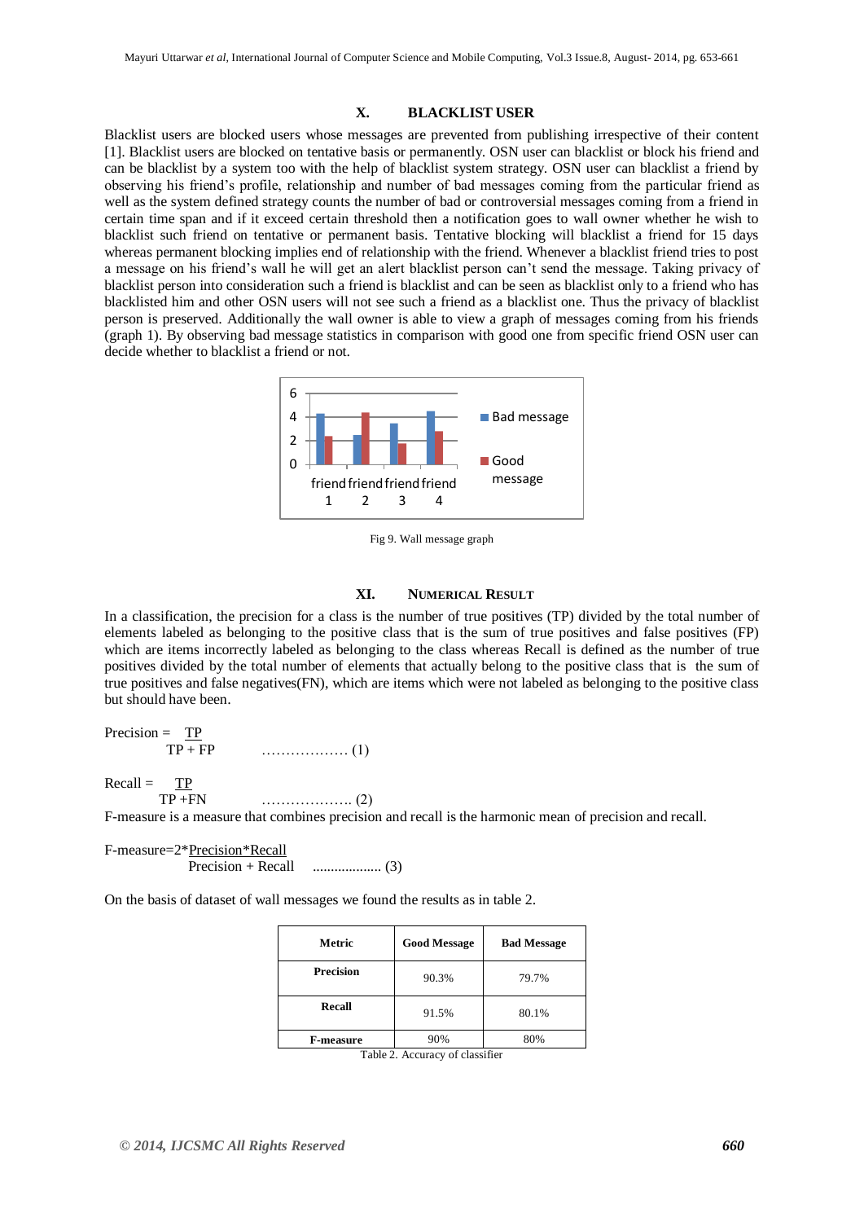## X. BLACKLIST USER

Blacklist users are blocked users whose messages are prevented from publishing irrespective of their content [1]. Blacklist users are blocked on tentative basis or permanently. OSN user can blacklist or block his friend and can be blacklist by a system too with the help of blacklist system strategy. OSN user can blacklist a friend by observing his friend's profile, relationship and number of bad messages coming from the particular friend as well as the system defined strategy counts the number of bad or controversial messages coming from a friend in certain time span and if it exceed certain threshold then a notification goes to wall owner whether he wish to blacklist such friend on tentative or permanent basis. Tentative blocking will blacklist a friend for 15 days whereas permanent blocking implies end of relationship with the friend. Whenever a blacklist friend tries to post a message on his friend's wall he will get an alert blacklist person can't send the message. Taking privacy of blacklist person into consideration such a friend is blacklist and can be seen as blacklist only to a friend who has blacklisted him and other OSN users will not see such a friend as a blacklist one. Thus the privacy of blacklist person is preserved. Additionally the wall owner is able to view a graph of messages coming from his friends (graph 1). By observing bad message statistics in comparison with good one from specific friend OSN user can decide whether to blacklist a friend or not.

Fig 9. Wall message graph

## XI. NUMERICAL RESULT

In a classification, the precision for a class is the number of true positives (TP) divided by the total number of elements labeled as belonging to the positive class that is the sum of true positives and false positives (FP) which are items incorrectly labeled as belonging to the class whereas Recall is defined as the number of true positives divided by the total number of elements that actually belong to the positive class that is the sum of true positives and false negatives(FN), which are items which were not labeled as belonging to the positive class but should have been.

$$\text{Precision} = \frac{TP}{TP + FP} \quad \ldots\ldots\ldots\ldots\ldots\ldots (1)$$

$$\text{Recall} = \frac{TP}{TP + FN} \quad \ldots\ldots\ldots\ldots\ldots\ldots (2)$$

F-measure is a measure that combines precision and recall is the harmonic mean of precision and recall.

$$\text{F-measure} = 2 * \frac{\text{Precision} * \text{Recall}}{\text{Precision} + \text{Recall}} \quad \ldots\ldots\ldots\ldots\ldots\ldots (3)$$

On the basis of dataset of wall messages we found the results as in table 2.

| Metric | Good Message | Bad Message |
|---|---|---|
| **Precision** | 90.3% | 79.7% |
| **Recall** | 91.5% | 80.1% |
| **F-measure** | 90% | 80% |

Table 2. Accuracy of classifier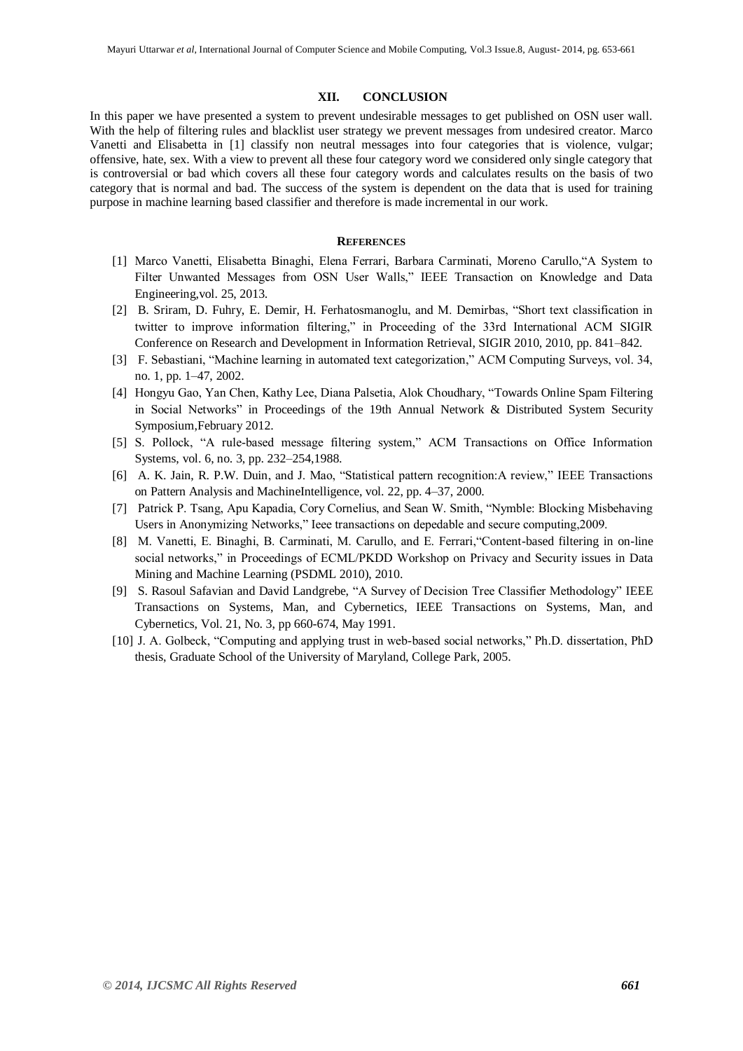## XII. CONCLUSION

In this paper we have presented a system to prevent undesirable messages to get published on OSN user wall. With the help of filtering rules and blacklist user strategy we prevent messages from undesired creator. Marco Vanetti and Elisabetta in [1] classify non neutral messages into four categories that is violence, vulgar; offensive, hate, sex. With a view to prevent all these four category word we considered only single category that is controversial or bad which covers all these four category words and calculates results on the basis of two category that is normal and bad. The success of the system is dependent on the data that is used for training purpose in machine learning based classifier and therefore is made incremental in our work.

## REFERENCES

[1] Marco Vanetti, Elisabetta Binaghi, Elena Ferrari, Barbara Carminati, Moreno Carullo,"A System to Filter Unwanted Messages from OSN User Walls," IEEE Transaction on Knowledge and Data Engineering,vol. 25, 2013.

[2] B. Sriram, D. Fuhry, E. Demir, H. Ferhatosmanoglu, and M. Demirbas, "Short text classification in twitter to improve information filtering," in Proceeding of the 33rd International ACM SIGIR Conference on Research and Development in Information Retrieval, SIGIR 2010, 2010, pp. 841–842.

[3] F. Sebastiani, "Machine learning in automated text categorization," ACM Computing Surveys, vol. 34, no. 1, pp. 1–47, 2002.

[4] Hongyu Gao, Yan Chen, Kathy Lee, Diana Palsetia, Alok Choudhary, "Towards Online Spam Filtering in Social Networks" in Proceedings of the 19th Annual Network & Distributed System Security Symposium,February 2012.

[5] S. Pollock, "A rule-based message filtering system," ACM Transactions on Office Information Systems, vol. 6, no. 3, pp. 232–254,1988.

[6] A. K. Jain, R. P.W. Duin, and J. Mao, "Statistical pattern recognition:A review," IEEE Transactions on Pattern Analysis and MachineIntelligence, vol. 22, pp. 4–37, 2000.

[7] Patrick P. Tsang, Apu Kapadia, Cory Cornelius, and Sean W. Smith, "Nymble: Blocking Misbehaving Users in Anonymizing Networks," Ieee transactions on depedable and secure computing,2009.

[8] M. Vanetti, E. Binaghi, B. Carminati, M. Carullo, and E. Ferrari,"Content-based filtering in on-line social networks," in Proceedings of ECML/PKDD Workshop on Privacy and Security issues in Data Mining and Machine Learning (PSDML 2010), 2010.

[9] S. Rasoul Safavian and David Landgrebe, "A Survey of Decision Tree Classifier Methodology" IEEE Transactions on Systems, Man, and Cybernetics, IEEE Transactions on Systems, Man, and Cybernetics, Vol. 21, No. 3, pp 660-674, May 1991.

[10] J. A. Golbeck, "Computing and applying trust in web-based social networks," Ph.D. dissertation, PhD thesis, Graduate School of the University of Maryland, College Park, 2005.